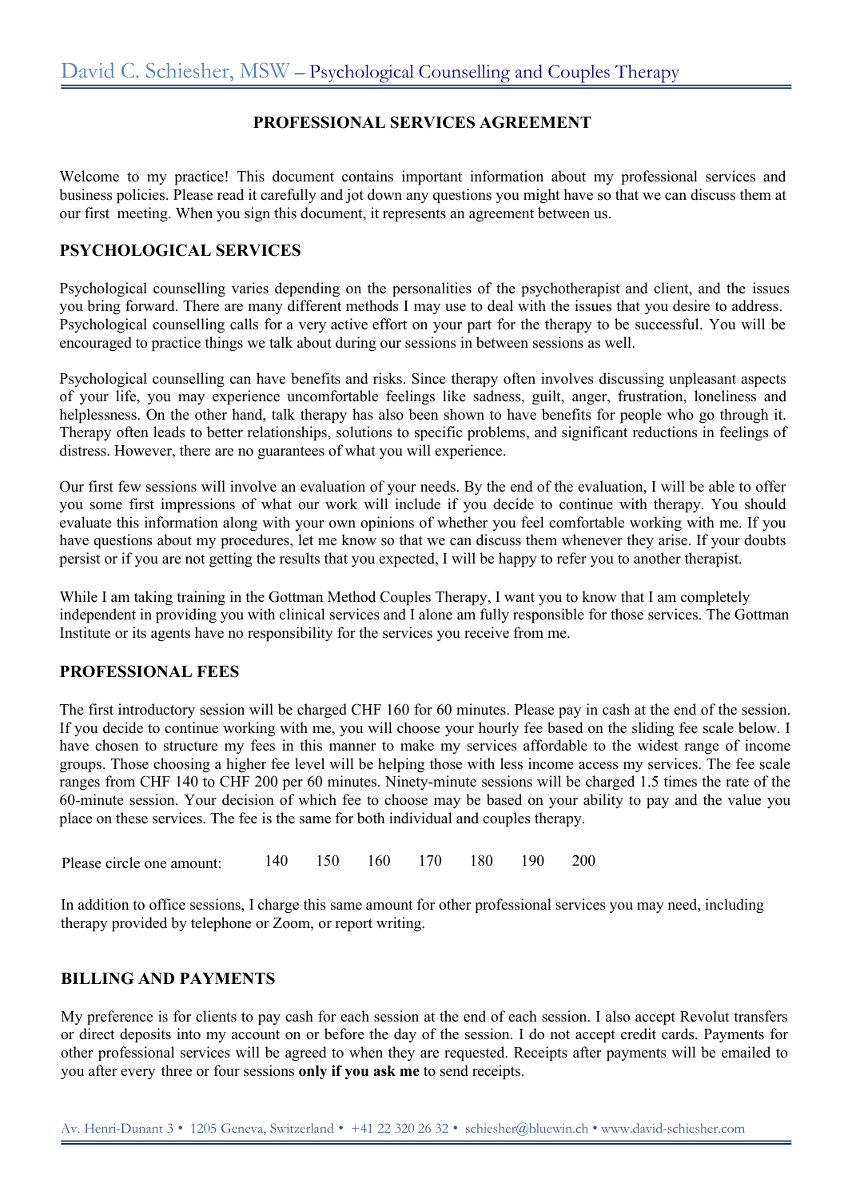## PROFESSIONAL SERVICES AGREEMENT

Welcome to my practice! This document contains important information about my professional services and business policies. Please read it carefully and jot down any questions you might have so that we can discuss them at our first meeting. When you sign this document, it represents an agreement between us.

### PSYCHOLOGICAL SERVICES

Psychological counselling varies depending on the personalities of the psychotherapist and client, and the issues you bring forward. There are many different methods I may use to deal with the issues that you desire to address. Psychological counselling calls for a very active effort on your part for the therapy to be successful. You will be encouraged to practice things we talk about during our sessions in between sessions as well.

Psychological counselling can have benefits and risks. Since therapy often involves discussing unpleasant aspects of your life, you may experience uncomfortable feelings like sadness, guilt, anger, frustration, loneliness and helplessness. On the other hand, talk therapy has also been shown to have benefits for people who go through it. Therapy often leads to better relationships, solutions to specific problems, and significant reductions in feelings of distress. However, there are no guarantees of what you will experience.

Our first few sessions will involve an evaluation of your needs. By the end of the evaluation, I will be able to offer you some first impressions of what our work will include if you decide to continue with therapy. You should evaluate this information along with your own opinions of whether you feel comfortable working with me. If you have questions about my procedures, let me know so that we can discuss them whenever they arise. If your doubts persist or if you are not getting the results that you expected, I will be happy to refer you to another therapist.

While I am taking training in the Gottman Method Couples Therapy, I want you to know that I am completely independent in providing you with clinical services and I alone am fully responsible for those services. The Gottman Institute or its agents have no responsibility for the services you receive from me.

### PROFESSIONAL FEES

The first introductory session will be charged CHF 160 for 60 minutes. Please pay in cash at the end of the session. If you decide to continue working with me, you will choose your hourly fee based on the sliding fee scale below. I have chosen to structure my fees in this manner to make my services affordable to the widest range of income groups. Those choosing a higher fee level will be helping those with less income access my services. The fee scale ranges from CHF 140 to CHF 200 per 60 minutes. Ninety-minute sessions will be charged 1.5 times the rate of the 60-minute session. Your decision of which fee to choose may be based on your ability to pay and the value you place on these services. The fee is the same for both individual and couples therapy.

Please circle one amount: 140 150 160 170 180 190 200

In addition to office sessions, I charge this same amount for other professional services you may need, including therapy provided by telephone or Zoom, or report writing.

### BILLING AND PAYMENTS

My preference is for clients to pay cash for each session at the end of each session. I also accept Revolut transfers or direct deposits into my account on or before the day of the session. I do not accept credit cards. Payments for other professional services will be agreed to when they are requested. Receipts after payments will be emailed to you after every three or four sessions **only if you ask me** to send receipts.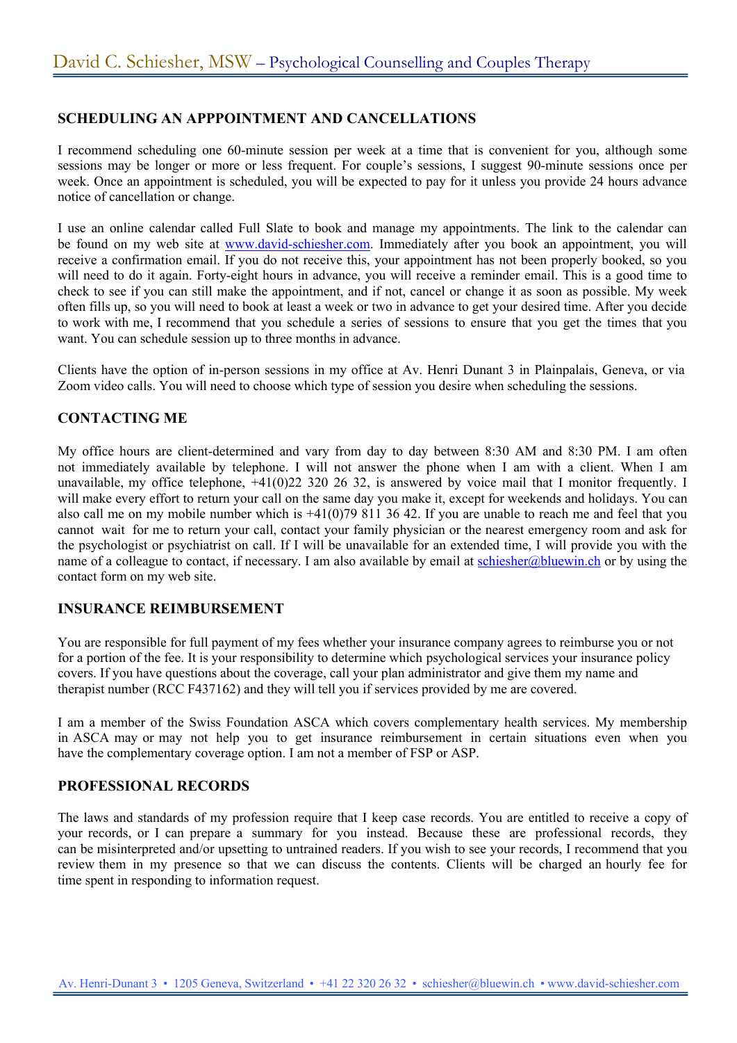## SCHEDULING AN APPPOINTMENT AND CANCELLATIONS

I recommend scheduling one 60-minute session per week at a time that is convenient for you, although some sessions may be longer or more or less frequent. For couple's sessions, I suggest 90-minute sessions once per week. Once an appointment is scheduled, you will be expected to pay for it unless you provide 24 hours advance notice of cancellation or change.

I use an online calendar called Full Slate to book and manage my appointments. The link to the calendar can be found on my web site at www.david-schiesher.com. Immediately after you book an appointment, you will receive a confirmation email. If you do not receive this, your appointment has not been properly booked, so you will need to do it again. Forty-eight hours in advance, you will receive a reminder email. This is a good time to check to see if you can still make the appointment, and if not, cancel or change it as soon as possible. My week often fills up, so you will need to book at least a week or two in advance to get your desired time. After you decide to work with me, I recommend that you schedule a series of sessions to ensure that you get the times that you want. You can schedule session up to three months in advance.

Clients have the option of in-person sessions in my office at Av. Henri Dunant 3 in Plainpalais, Geneva, or via Zoom video calls. You will need to choose which type of session you desire when scheduling the sessions.

## CONTACTING ME

My office hours are client-determined and vary from day to day between 8:30 AM and 8:30 PM. I am often not immediately available by telephone. I will not answer the phone when I am with a client. When I am unavailable, my office telephone, +41(0)22 320 26 32, is answered by voice mail that I monitor frequently. I will make every effort to return your call on the same day you make it, except for weekends and holidays. You can also call me on my mobile number which is +41(0)79 811 36 42. If you are unable to reach me and feel that you cannot wait for me to return your call, contact your family physician or the nearest emergency room and ask for the psychologist or psychiatrist on call. If I will be unavailable for an extended time, I will provide you with the name of a colleague to contact, if necessary. I am also available by email at schiesher@bluewin.ch or by using the contact form on my web site.

## INSURANCE REIMBURSEMENT

You are responsible for full payment of my fees whether your insurance company agrees to reimburse you or not for a portion of the fee. It is your responsibility to determine which psychological services your insurance policy covers. If you have questions about the coverage, call your plan administrator and give them my name and therapist number (RCC F437162) and they will tell you if services provided by me are covered.

I am a member of the Swiss Foundation ASCA which covers complementary health services. My membership in ASCA may or may not help you to get insurance reimbursement in certain situations even when you have the complementary coverage option. I am not a member of FSP or ASP.

## PROFESSIONAL RECORDS

The laws and standards of my profession require that I keep case records. You are entitled to receive a copy of your records, or I can prepare a summary for you instead. Because these are professional records, they can be misinterpreted and/or upsetting to untrained readers. If you wish to see your records, I recommend that you review them in my presence so that we can discuss the contents. Clients will be charged an hourly fee for time spent in responding to information request.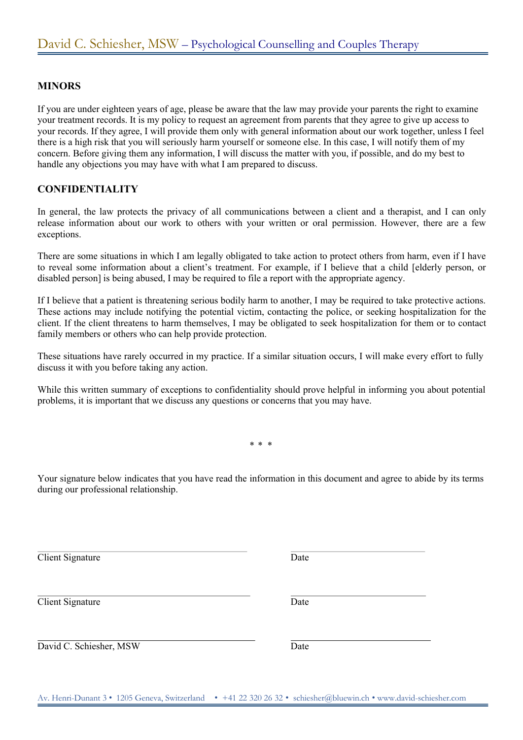## MINORS

If you are under eighteen years of age, please be aware that the law may provide your parents the right to examine your treatment records. It is my policy to request an agreement from parents that they agree to give up access to your records. If they agree, I will provide them only with general information about our work together, unless I feel there is a high risk that you will seriously harm yourself or someone else. In this case, I will notify them of my concern. Before giving them any information, I will discuss the matter with you, if possible, and do my best to handle any objections you may have with what I am prepared to discuss.

## CONFIDENTIALITY

In general, the law protects the privacy of all communications between a client and a therapist, and I can only release information about our work to others with your written or oral permission. However, there are a few exceptions.

There are some situations in which I am legally obligated to take action to protect others from harm, even if I have to reveal some information about a client's treatment. For example, if I believe that a child [elderly person, or disabled person] is being abused, I may be required to file a report with the appropriate agency.

If I believe that a patient is threatening serious bodily harm to another, I may be required to take protective actions. These actions may include notifying the potential victim, contacting the police, or seeking hospitalization for the client. If the client threatens to harm themselves, I may be obligated to seek hospitalization for them or to contact family members or others who can help provide protection.

These situations have rarely occurred in my practice. If a similar situation occurs, I will make every effort to fully discuss it with you before taking any action.

While this written summary of exceptions to confidentiality should prove helpful in informing you about potential problems, it is important that we discuss any questions or concerns that you may have.

\* \* \*

Your signature below indicates that you have read the information in this document and agree to abide by its terms during our professional relationship.

Client Signature ______________________ Date ______________

Client Signature ______________________ Date ______________

David C. Schiesher, MSW ______________________ Date ______________